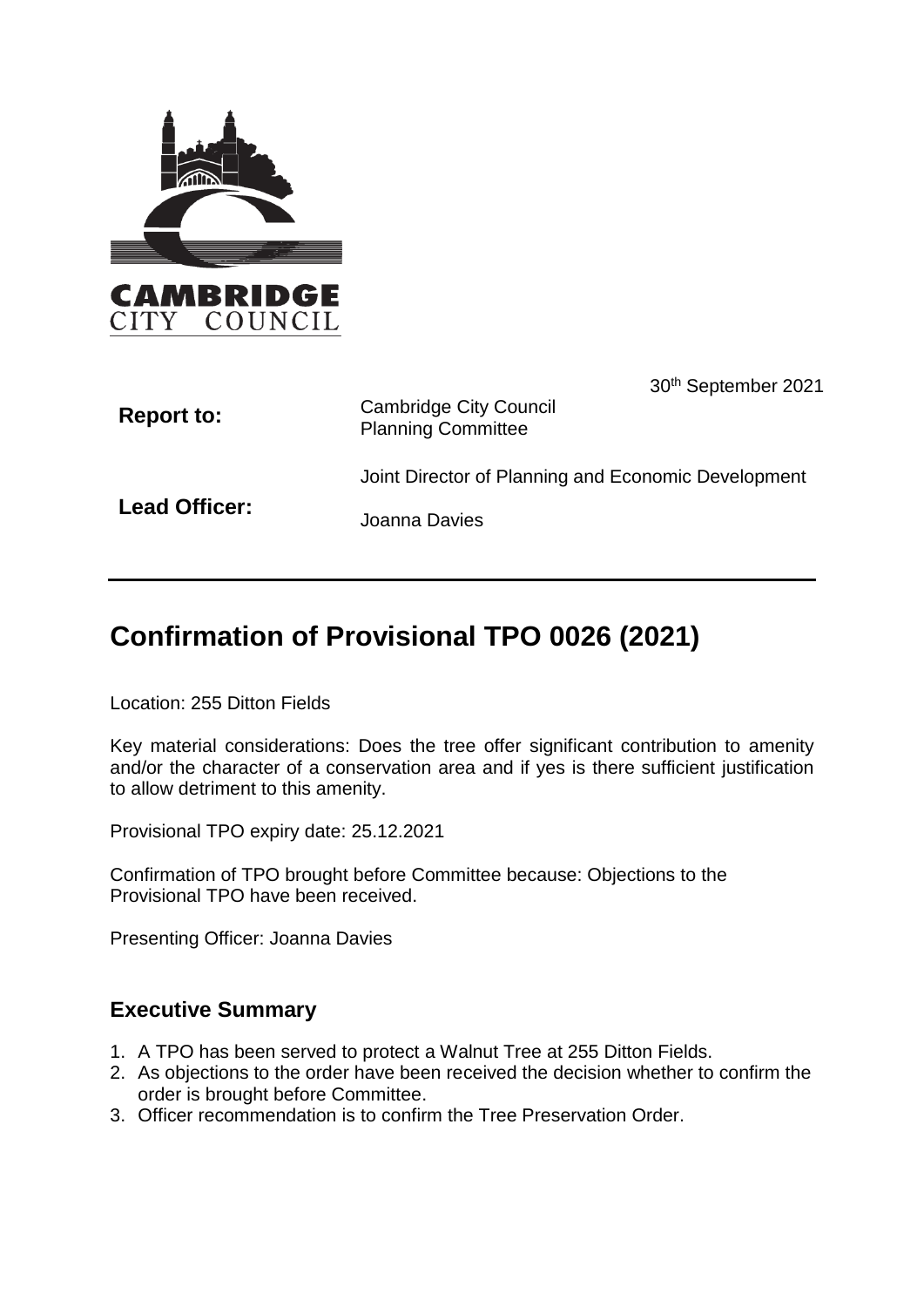30th September 2021

| | |
|---|---|
| **Report to:** | Cambridge City Council Planning Committee |
| **Lead Officer:** | Joint Director of Planning and Economic Development<br>Joanna Davies |

# Confirmation of Provisional TPO 0026 (2021)

Location: 255 Ditton Fields

Key material considerations: Does the tree offer significant contribution to amenity and/or the character of a conservation area and if yes is there sufficient justification to allow detriment to this amenity.

Provisional TPO expiry date: 25.12.2021

Confirmation of TPO brought before Committee because: Objections to the Provisional TPO have been received.

Presenting Officer: Joanna Davies

## Executive Summary

1. A TPO has been served to protect a Walnut Tree at 255 Ditton Fields.
2. As objections to the order have been received the decision whether to confirm the order is brought before Committee.
3. Officer recommendation is to confirm the Tree Preservation Order.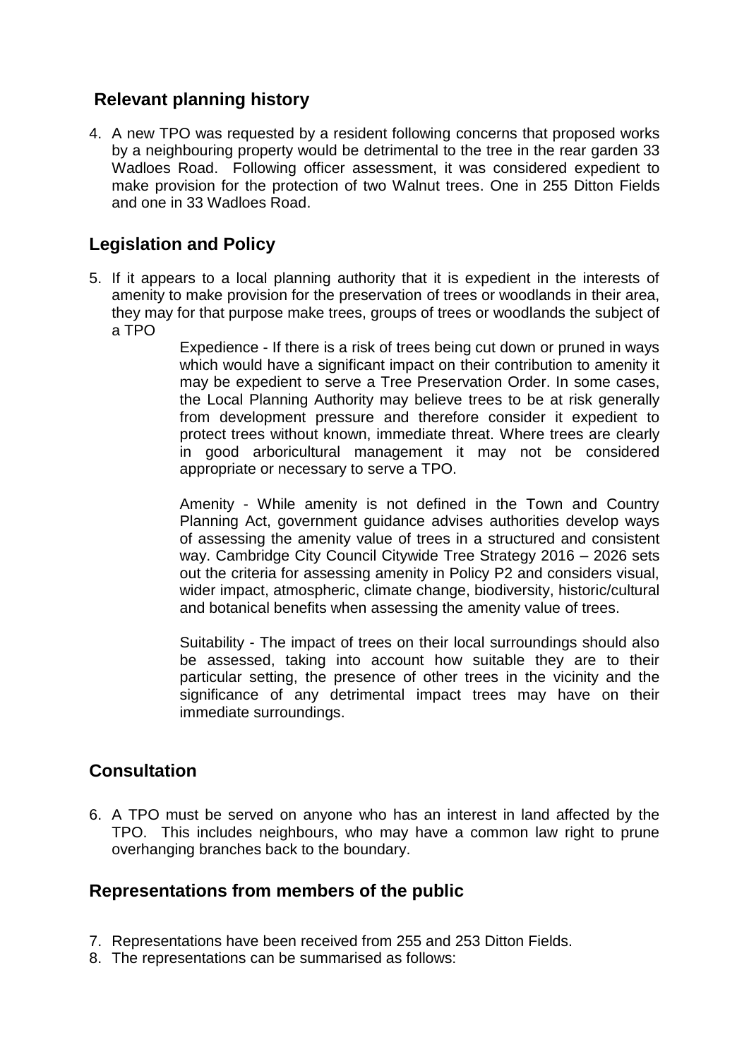## Relevant planning history

4. A new TPO was requested by a resident following concerns that proposed works by a neighbouring property would be detrimental to the tree in the rear garden 33 Wadloes Road. Following officer assessment, it was considered expedient to make provision for the protection of two Walnut trees. One in 255 Ditton Fields and one in 33 Wadloes Road.

## Legislation and Policy

5. If it appears to a local planning authority that it is expedient in the interests of amenity to make provision for the preservation of trees or woodlands in their area, they may for that purpose make trees, groups of trees or woodlands the subject of a TPO

   Expedience - If there is a risk of trees being cut down or pruned in ways which would have a significant impact on their contribution to amenity it may be expedient to serve a Tree Preservation Order. In some cases, the Local Planning Authority may believe trees to be at risk generally from development pressure and therefore consider it expedient to protect trees without known, immediate threat. Where trees are clearly in good arboricultural management it may not be considered appropriate or necessary to serve a TPO.

   Amenity - While amenity is not defined in the Town and Country Planning Act, government guidance advises authorities develop ways of assessing the amenity value of trees in a structured and consistent way. Cambridge City Council Citywide Tree Strategy 2016 – 2026 sets out the criteria for assessing amenity in Policy P2 and considers visual, wider impact, atmospheric, climate change, biodiversity, historic/cultural and botanical benefits when assessing the amenity value of trees.

   Suitability - The impact of trees on their local surroundings should also be assessed, taking into account how suitable they are to their particular setting, the presence of other trees in the vicinity and the significance of any detrimental impact trees may have on their immediate surroundings.

## Consultation

6. A TPO must be served on anyone who has an interest in land affected by the TPO. This includes neighbours, who may have a common law right to prune overhanging branches back to the boundary.

## Representations from members of the public

7. Representations have been received from 255 and 253 Ditton Fields.
8. The representations can be summarised as follows: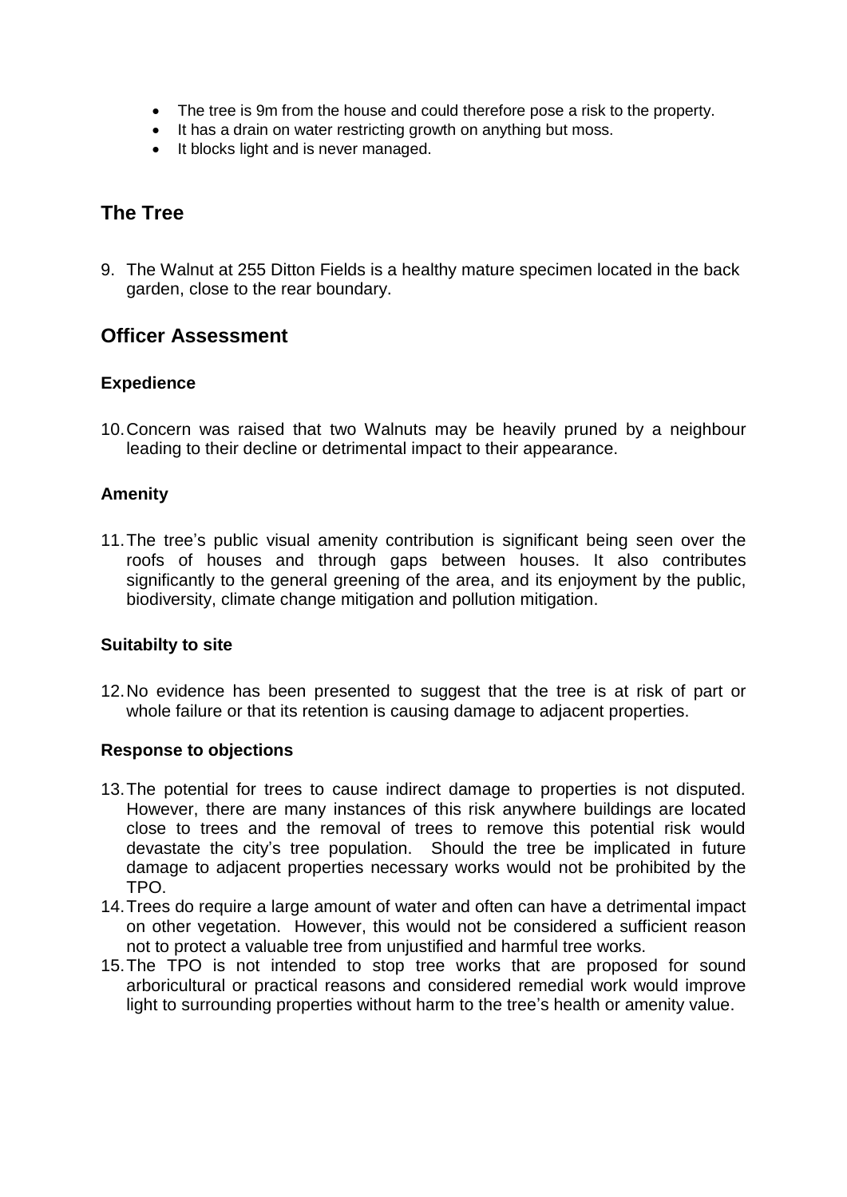- The tree is 9m from the house and could therefore pose a risk to the property.
- It has a drain on water restricting growth on anything but moss.
- It blocks light and is never managed.

## The Tree

9. The Walnut at 255 Ditton Fields is a healthy mature specimen located in the back garden, close to the rear boundary.

## Officer Assessment

**Expedience**

10. Concern was raised that two Walnuts may be heavily pruned by a neighbour leading to their decline or detrimental impact to their appearance.

**Amenity**

11. The tree's public visual amenity contribution is significant being seen over the roofs of houses and through gaps between houses. It also contributes significantly to the general greening of the area, and its enjoyment by the public, biodiversity, climate change mitigation and pollution mitigation.

**Suitabilty to site**

12. No evidence has been presented to suggest that the tree is at risk of part or whole failure or that its retention is causing damage to adjacent properties.

**Response to objections**

13. The potential for trees to cause indirect damage to properties is not disputed. However, there are many instances of this risk anywhere buildings are located close to trees and the removal of trees to remove this potential risk would devastate the city's tree population. Should the tree be implicated in future damage to adjacent properties necessary works would not be prohibited by the TPO.
14. Trees do require a large amount of water and often can have a detrimental impact on other vegetation. However, this would not be considered a sufficient reason not to protect a valuable tree from unjustified and harmful tree works.
15. The TPO is not intended to stop tree works that are proposed for sound arboricultural or practical reasons and considered remedial work would improve light to surrounding properties without harm to the tree's health or amenity value.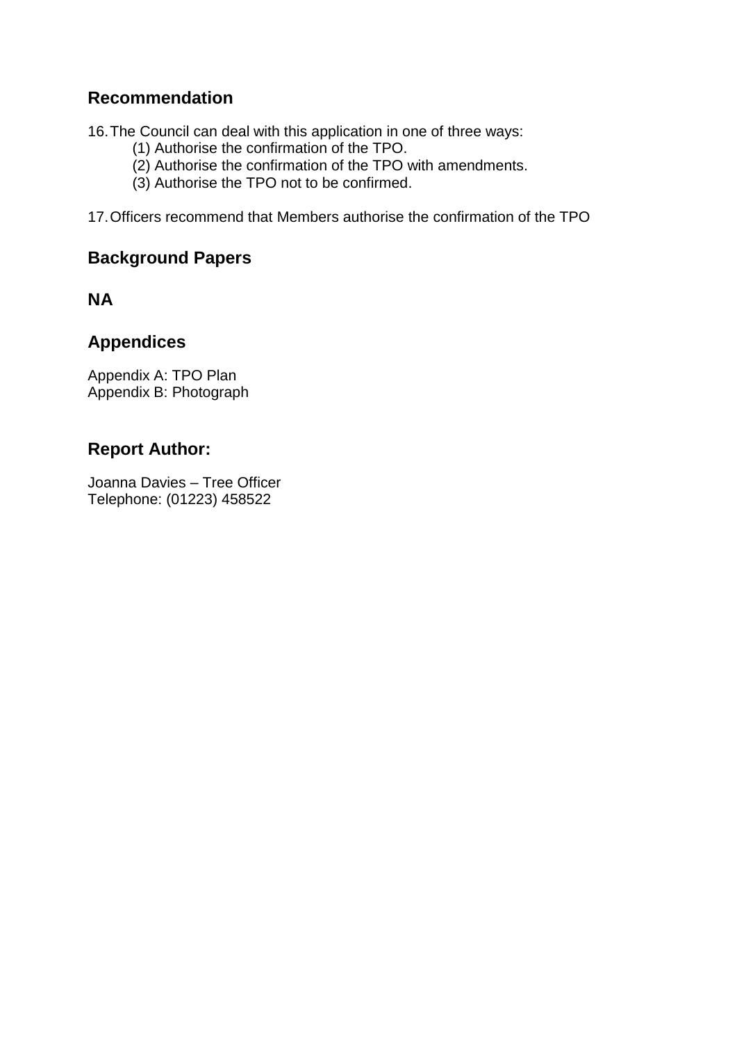## Recommendation

16. The Council can deal with this application in one of three ways:
    (1) Authorise the confirmation of the TPO.
    (2) Authorise the confirmation of the TPO with amendments.
    (3) Authorise the TPO not to be confirmed.

17. Officers recommend that Members authorise the confirmation of the TPO

## Background Papers

## NA

## Appendices

Appendix A: TPO Plan
Appendix B: Photograph

## Report Author:

Joanna Davies – Tree Officer
Telephone: (01223) 458522